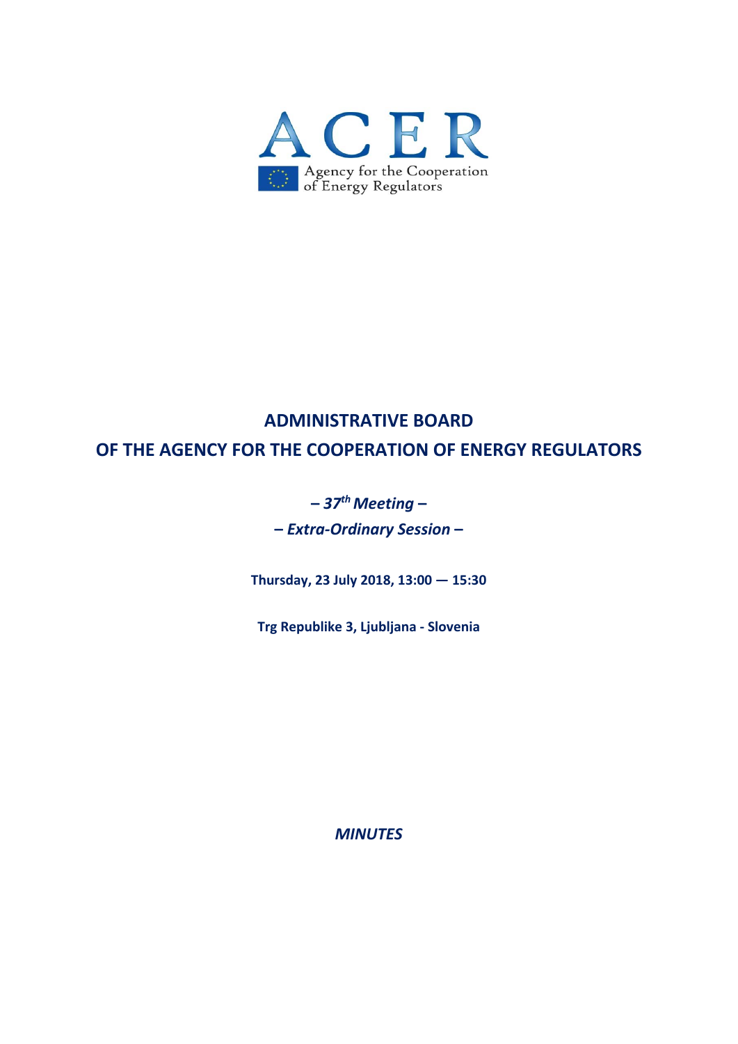ACER

Agency for the Cooperation of Energy Regulators

# ADMINISTRATIVE BOARD
# OF THE AGENCY FOR THE COOPERATION OF ENERGY REGULATORS

***– 37th Meeting –***

***– Extra-Ordinary Session –***

**Thursday, 23 July 2018, 13:00 — 15:30**

**Trg Republike 3, Ljubljana - Slovenia**

***MINUTES***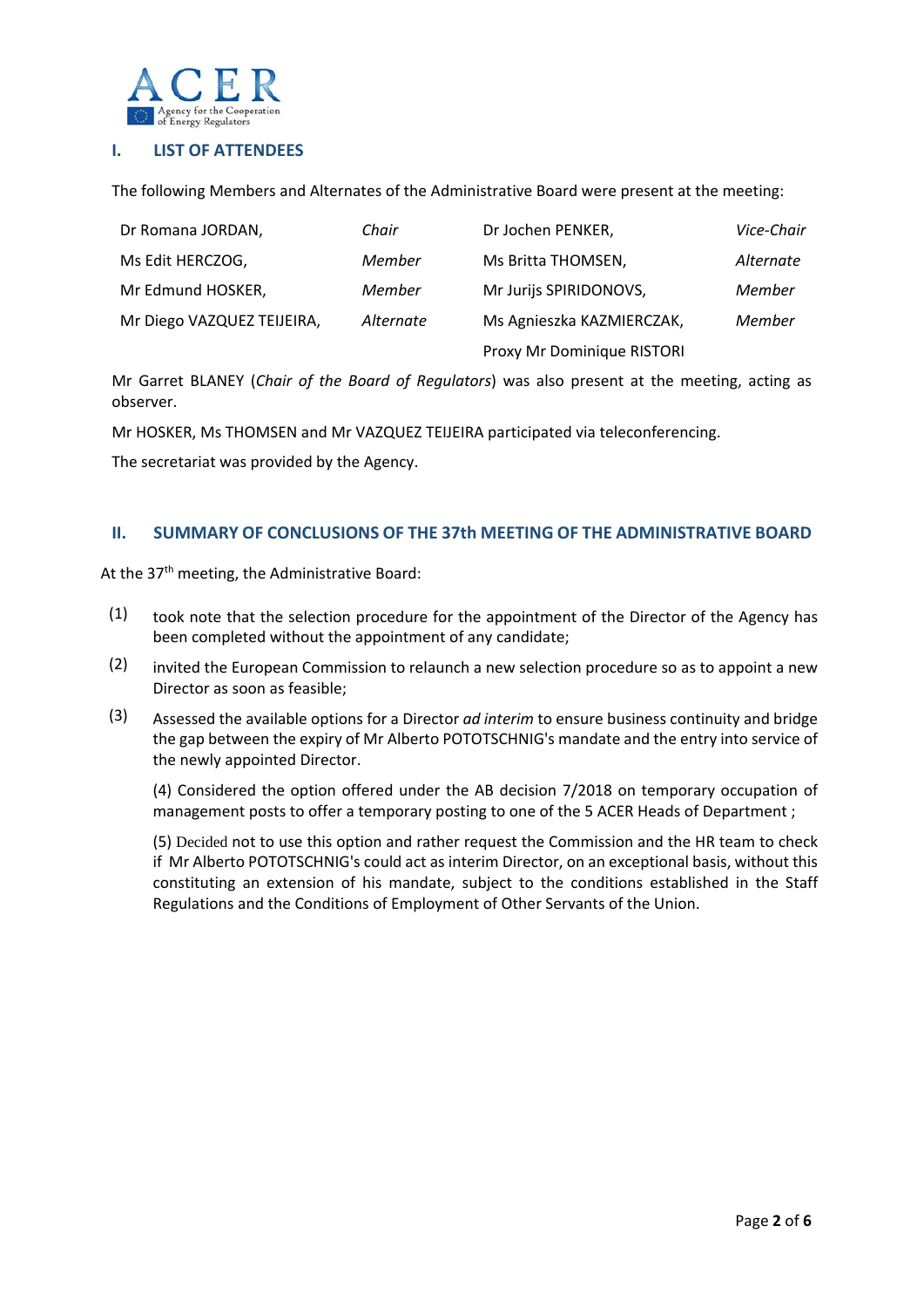## I. LIST OF ATTENDEES

The following Members and Alternates of the Administrative Board were present at the meeting:

| | | | |
|---|---|---|---|
| Dr Romana JORDAN, | *Chair* | Dr Jochen PENKER, | *Vice-Chair* |
| Ms Edit HERCZOG, | *Member* | Ms Britta THOMSEN, | *Alternate* |
| Mr Edmund HOSKER, | *Member* | Mr Jurijs SPIRIDONOVS, | *Member* |
| Mr Diego VAZQUEZ TEIJEIRA, | *Alternate* | Ms Agnieszka KAZMIERCZAK, | *Member* |
| | | Proxy Mr Dominique RISTORI | |

Mr Garret BLANEY (*Chair of the Board of Regulators*) was also present at the meeting, acting as observer.

Mr HOSKER, Ms THOMSEN and Mr VAZQUEZ TEIJEIRA participated via teleconferencing.

The secretariat was provided by the Agency.

## II. SUMMARY OF CONCLUSIONS OF THE 37th MEETING OF THE ADMINISTRATIVE BOARD

At the 37th meeting, the Administrative Board:

(1) took note that the selection procedure for the appointment of the Director of the Agency has been completed without the appointment of any candidate;

(2) invited the European Commission to relaunch a new selection procedure so as to appoint a new Director as soon as feasible;

(3) Assessed the available options for a Director *ad interim* to ensure business continuity and bridge the gap between the expiry of Mr Alberto POTOTSCHNIG's mandate and the entry into service of the newly appointed Director.

(4) Considered the option offered under the AB decision 7/2018 on temporary occupation of management posts to offer a temporary posting to one of the 5 ACER Heads of Department ;

(5) Decided not to use this option and rather request the Commission and the HR team to check if Mr Alberto POTOTSCHNIG's could act as interim Director, on an exceptional basis, without this constituting an extension of his mandate, subject to the conditions established in the Staff Regulations and the Conditions of Employment of Other Servants of the Union.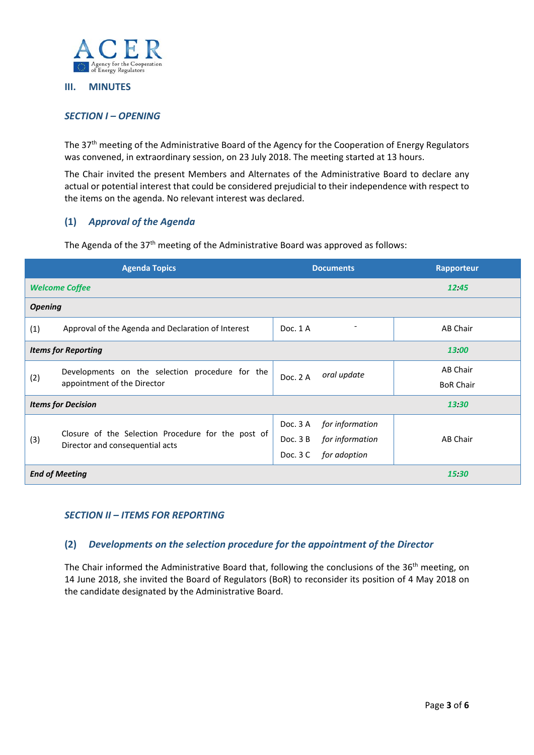## III. MINUTES

### *SECTION I – OPENING*

The 37th meeting of the Administrative Board of the Agency for the Cooperation of Energy Regulators was convened, in extraordinary session, on 23 July 2018. The meeting started at 13 hours.

The Chair invited the present Members and Alternates of the Administrative Board to declare any actual or potential interest that could be considered prejudicial to their independence with respect to the items on the agenda. No relevant interest was declared.

#### (1) *Approval of the Agenda*

The Agenda of the 37th meeting of the Administrative Board was approved as follows:

| Agenda Topics | | Documents | | Rapporteur |
|---|---|---|---|---|
| ***Welcome Coffee*** | | | | ***12:45*** |
| ***Opening*** | | | | |
| (1) | Approval of the Agenda and Declaration of Interest | Doc. 1 A | - | AB Chair |
| ***Items for Reporting*** | | | | ***13:00*** |
| (2) | Developments on the selection procedure for the appointment of the Director | Doc. 2 A | *oral update* | AB Chair<br>BoR Chair |
| ***Items for Decision*** | | | | ***13:30*** |
| (3) | Closure of the Selection Procedure for the post of Director and consequential acts | Doc. 3 A<br>Doc. 3 B<br>Doc. 3 C | *for information*<br>*for information*<br>*for adoption* | AB Chair |
| ***End of Meeting*** | | | | ***15:30*** |

### *SECTION II – ITEMS FOR REPORTING*

#### (2) *Developments on the selection procedure for the appointment of the Director*

The Chair informed the Administrative Board that, following the conclusions of the 36th meeting, on 14 June 2018, she invited the Board of Regulators (BoR) to reconsider its position of 4 May 2018 on the candidate designated by the Administrative Board.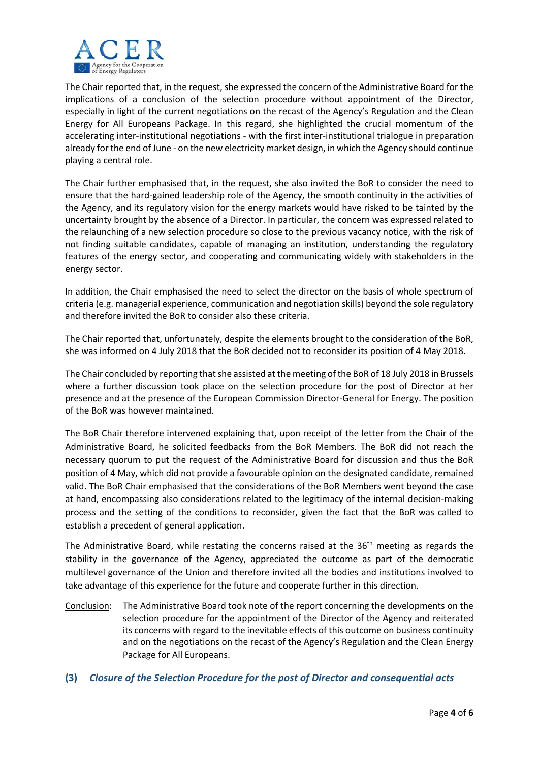The Chair reported that, in the request, she expressed the concern of the Administrative Board for the implications of a conclusion of the selection procedure without appointment of the Director, especially in light of the current negotiations on the recast of the Agency's Regulation and the Clean Energy for All Europeans Package. In this regard, she highlighted the crucial momentum of the accelerating inter-institutional negotiations - with the first inter-institutional trialogue in preparation already for the end of June - on the new electricity market design, in which the Agency should continue playing a central role.

The Chair further emphasised that, in the request, she also invited the BoR to consider the need to ensure that the hard-gained leadership role of the Agency, the smooth continuity in the activities of the Agency, and its regulatory vision for the energy markets would have risked to be tainted by the uncertainty brought by the absence of a Director. In particular, the concern was expressed related to the relaunching of a new selection procedure so close to the previous vacancy notice, with the risk of not finding suitable candidates, capable of managing an institution, understanding the regulatory features of the energy sector, and cooperating and communicating widely with stakeholders in the energy sector.

In addition, the Chair emphasised the need to select the director on the basis of whole spectrum of criteria (e.g. managerial experience, communication and negotiation skills) beyond the sole regulatory and therefore invited the BoR to consider also these criteria.

The Chair reported that, unfortunately, despite the elements brought to the consideration of the BoR, she was informed on 4 July 2018 that the BoR decided not to reconsider its position of 4 May 2018.

The Chair concluded by reporting that she assisted at the meeting of the BoR of 18 July 2018 in Brussels where a further discussion took place on the selection procedure for the post of Director at her presence and at the presence of the European Commission Director-General for Energy. The position of the BoR was however maintained.

The BoR Chair therefore intervened explaining that, upon receipt of the letter from the Chair of the Administrative Board, he solicited feedbacks from the BoR Members. The BoR did not reach the necessary quorum to put the request of the Administrative Board for discussion and thus the BoR position of 4 May, which did not provide a favourable opinion on the designated candidate, remained valid. The BoR Chair emphasised that the considerations of the BoR Members went beyond the case at hand, encompassing also considerations related to the legitimacy of the internal decision-making process and the setting of the conditions to reconsider, given the fact that the BoR was called to establish a precedent of general application.

The Administrative Board, while restating the concerns raised at the 36th meeting as regards the stability in the governance of the Agency, appreciated the outcome as part of the democratic multilevel governance of the Union and therefore invited all the bodies and institutions involved to take advantage of this experience for the future and cooperate further in this direction.

Conclusion: The Administrative Board took note of the report concerning the developments on the selection procedure for the appointment of the Director of the Agency and reiterated its concerns with regard to the inevitable effects of this outcome on business continuity and on the negotiations on the recast of the Agency's Regulation and the Clean Energy Package for All Europeans.

### (3) *Closure of the Selection Procedure for the post of Director and consequential acts*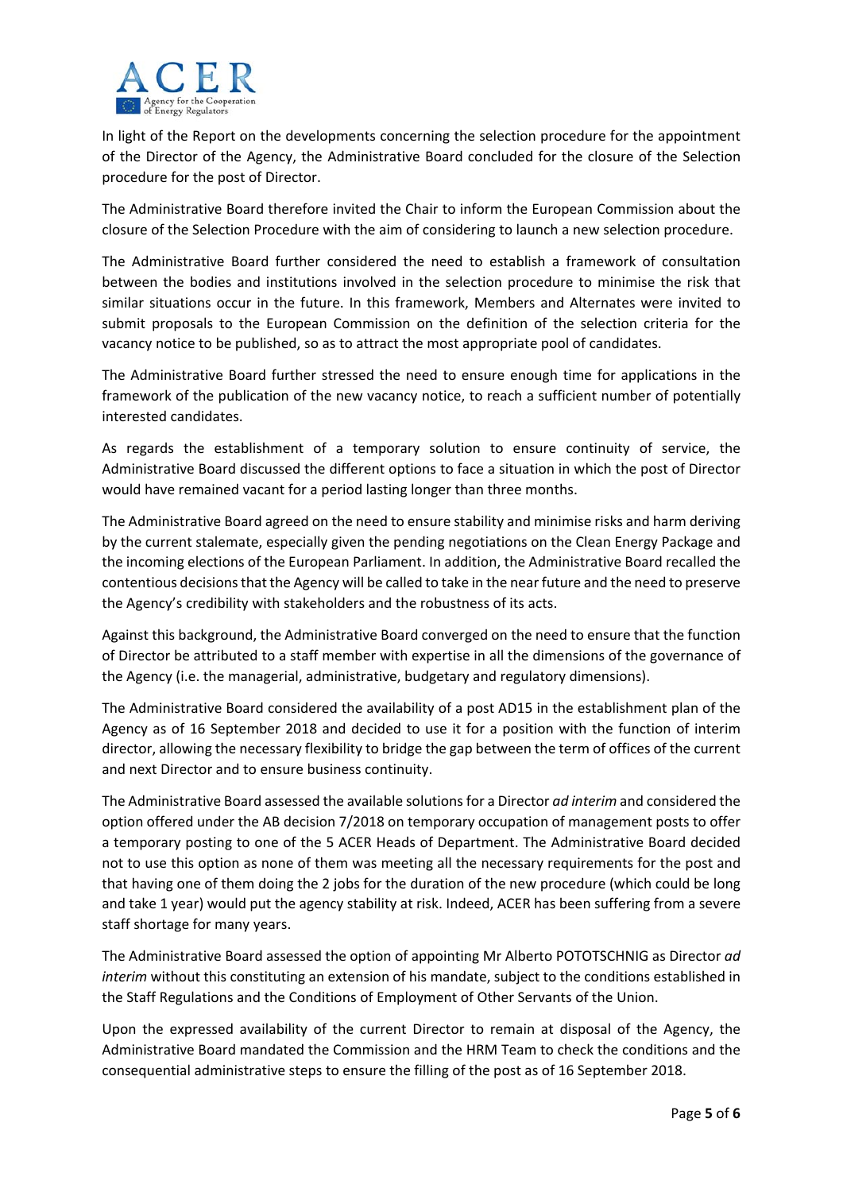In light of the Report on the developments concerning the selection procedure for the appointment of the Director of the Agency, the Administrative Board concluded for the closure of the Selection procedure for the post of Director.

The Administrative Board therefore invited the Chair to inform the European Commission about the closure of the Selection Procedure with the aim of considering to launch a new selection procedure.

The Administrative Board further considered the need to establish a framework of consultation between the bodies and institutions involved in the selection procedure to minimise the risk that similar situations occur in the future. In this framework, Members and Alternates were invited to submit proposals to the European Commission on the definition of the selection criteria for the vacancy notice to be published, so as to attract the most appropriate pool of candidates.

The Administrative Board further stressed the need to ensure enough time for applications in the framework of the publication of the new vacancy notice, to reach a sufficient number of potentially interested candidates.

As regards the establishment of a temporary solution to ensure continuity of service, the Administrative Board discussed the different options to face a situation in which the post of Director would have remained vacant for a period lasting longer than three months.

The Administrative Board agreed on the need to ensure stability and minimise risks and harm deriving by the current stalemate, especially given the pending negotiations on the Clean Energy Package and the incoming elections of the European Parliament. In addition, the Administrative Board recalled the contentious decisions that the Agency will be called to take in the near future and the need to preserve the Agency's credibility with stakeholders and the robustness of its acts.

Against this background, the Administrative Board converged on the need to ensure that the function of Director be attributed to a staff member with expertise in all the dimensions of the governance of the Agency (i.e. the managerial, administrative, budgetary and regulatory dimensions).

The Administrative Board considered the availability of a post AD15 in the establishment plan of the Agency as of 16 September 2018 and decided to use it for a position with the function of interim director, allowing the necessary flexibility to bridge the gap between the term of offices of the current and next Director and to ensure business continuity.

The Administrative Board assessed the available solutions for a Director *ad interim* and considered the option offered under the AB decision 7/2018 on temporary occupation of management posts to offer a temporary posting to one of the 5 ACER Heads of Department. The Administrative Board decided not to use this option as none of them was meeting all the necessary requirements for the post and that having one of them doing the 2 jobs for the duration of the new procedure (which could be long and take 1 year) would put the agency stability at risk. Indeed, ACER has been suffering from a severe staff shortage for many years.

The Administrative Board assessed the option of appointing Mr Alberto POTOTSCHNIG as Director *ad interim* without this constituting an extension of his mandate, subject to the conditions established in the Staff Regulations and the Conditions of Employment of Other Servants of the Union.

Upon the expressed availability of the current Director to remain at disposal of the Agency, the Administrative Board mandated the Commission and the HRM Team to check the conditions and the consequential administrative steps to ensure the filling of the post as of 16 September 2018.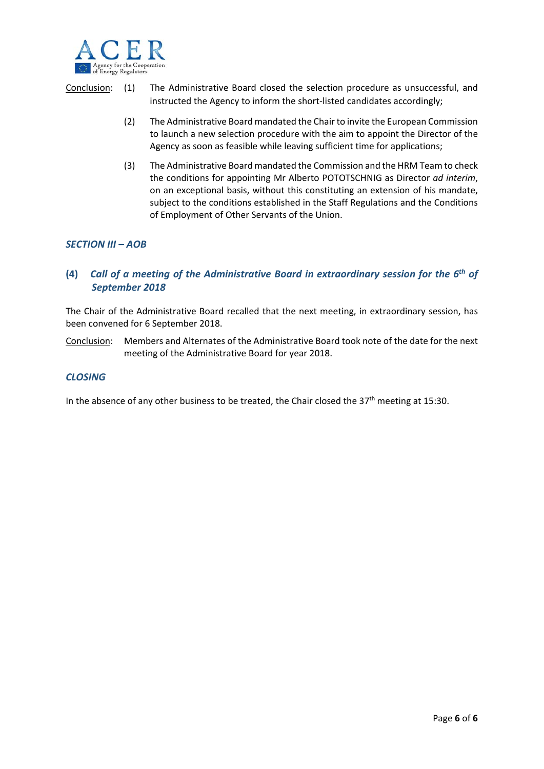Conclusion: (1) The Administrative Board closed the selection procedure as unsuccessful, and instructed the Agency to inform the short-listed candidates accordingly;

(2) The Administrative Board mandated the Chair to invite the European Commission to launch a new selection procedure with the aim to appoint the Director of the Agency as soon as feasible while leaving sufficient time for applications;

(3) The Administrative Board mandated the Commission and the HRM Team to check the conditions for appointing Mr Alberto POTOTSCHNIG as Director *ad interim*, on an exceptional basis, without this constituting an extension of his mandate, subject to the conditions established in the Staff Regulations and the Conditions of Employment of Other Servants of the Union.

## *SECTION III – AOB*

### (4) *Call of a meeting of the Administrative Board in extraordinary session for the 6th of September 2018*

The Chair of the Administrative Board recalled that the next meeting, in extraordinary session, has been convened for 6 September 2018.

Conclusion: Members and Alternates of the Administrative Board took note of the date for the next meeting of the Administrative Board for year 2018.

## *CLOSING*

In the absence of any other business to be treated, the Chair closed the 37th meeting at 15:30.